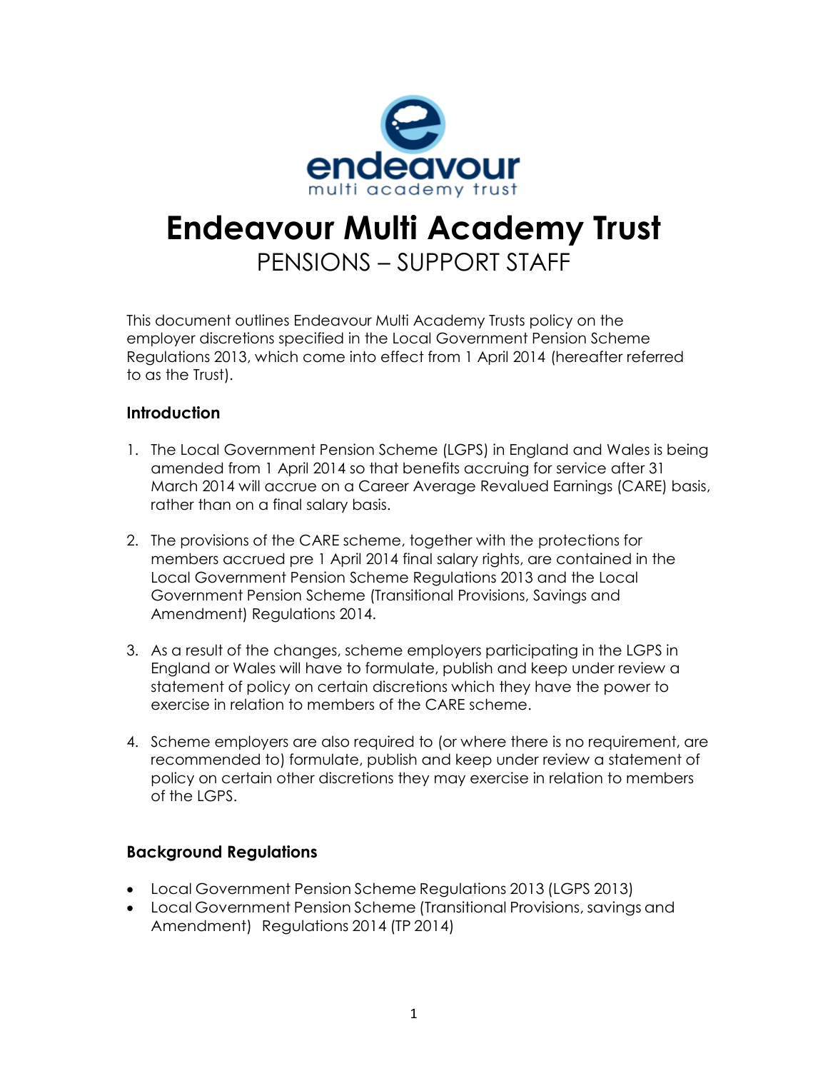# Endeavour Multi Academy Trust

## PENSIONS – SUPPORT STAFF

This document outlines Endeavour Multi Academy Trusts policy on the employer discretions specified in the Local Government Pension Scheme Regulations 2013, which come into effect from 1 April 2014 (hereafter referred to as the Trust).

### Introduction

1. The Local Government Pension Scheme (LGPS) in England and Wales is being amended from 1 April 2014 so that benefits accruing for service after 31 March 2014 will accrue on a Career Average Revalued Earnings (CARE) basis, rather than on a final salary basis.

2. The provisions of the CARE scheme, together with the protections for members accrued pre 1 April 2014 final salary rights, are contained in the Local Government Pension Scheme Regulations 2013 and the Local Government Pension Scheme (Transitional Provisions, Savings and Amendment) Regulations 2014.

3. As a result of the changes, scheme employers participating in the LGPS in England or Wales will have to formulate, publish and keep under review a statement of policy on certain discretions which they have the power to exercise in relation to members of the CARE scheme.

4. Scheme employers are also required to (or where there is no requirement, are recommended to) formulate, publish and keep under review a statement of policy on certain other discretions they may exercise in relation to members of the LGPS.

### Background Regulations

- Local Government Pension Scheme Regulations 2013 (LGPS 2013)
- Local Government Pension Scheme (Transitional Provisions, savings and Amendment) Regulations 2014 (TP 2014)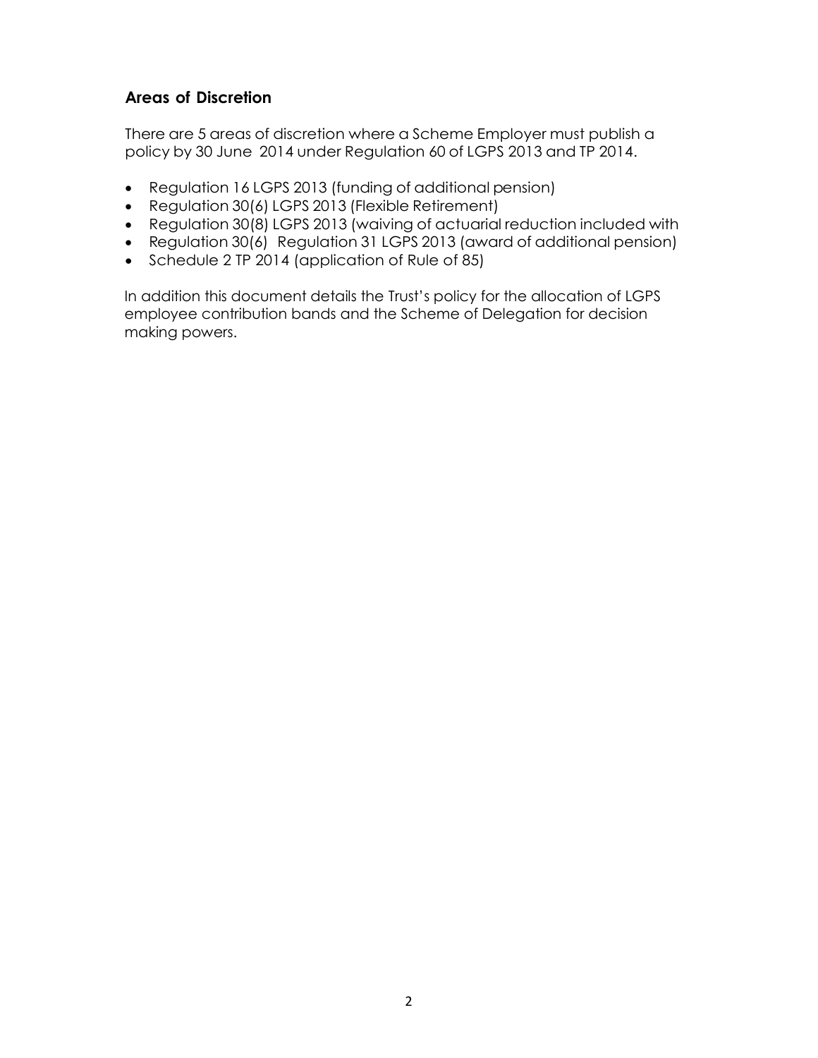## Areas of Discretion

There are 5 areas of discretion where a Scheme Employer must publish a policy by 30 June 2014 under Regulation 60 of LGPS 2013 and TP 2014.

- Regulation 16 LGPS 2013 (funding of additional pension)
- Regulation 30(6) LGPS 2013 (Flexible Retirement)
- Regulation 30(8) LGPS 2013 (waiving of actuarial reduction included with
- Regulation 30(6) Regulation 31 LGPS 2013 (award of additional pension)
- Schedule 2 TP 2014 (application of Rule of 85)

In addition this document details the Trust's policy for the allocation of LGPS employee contribution bands and the Scheme of Delegation for decision making powers.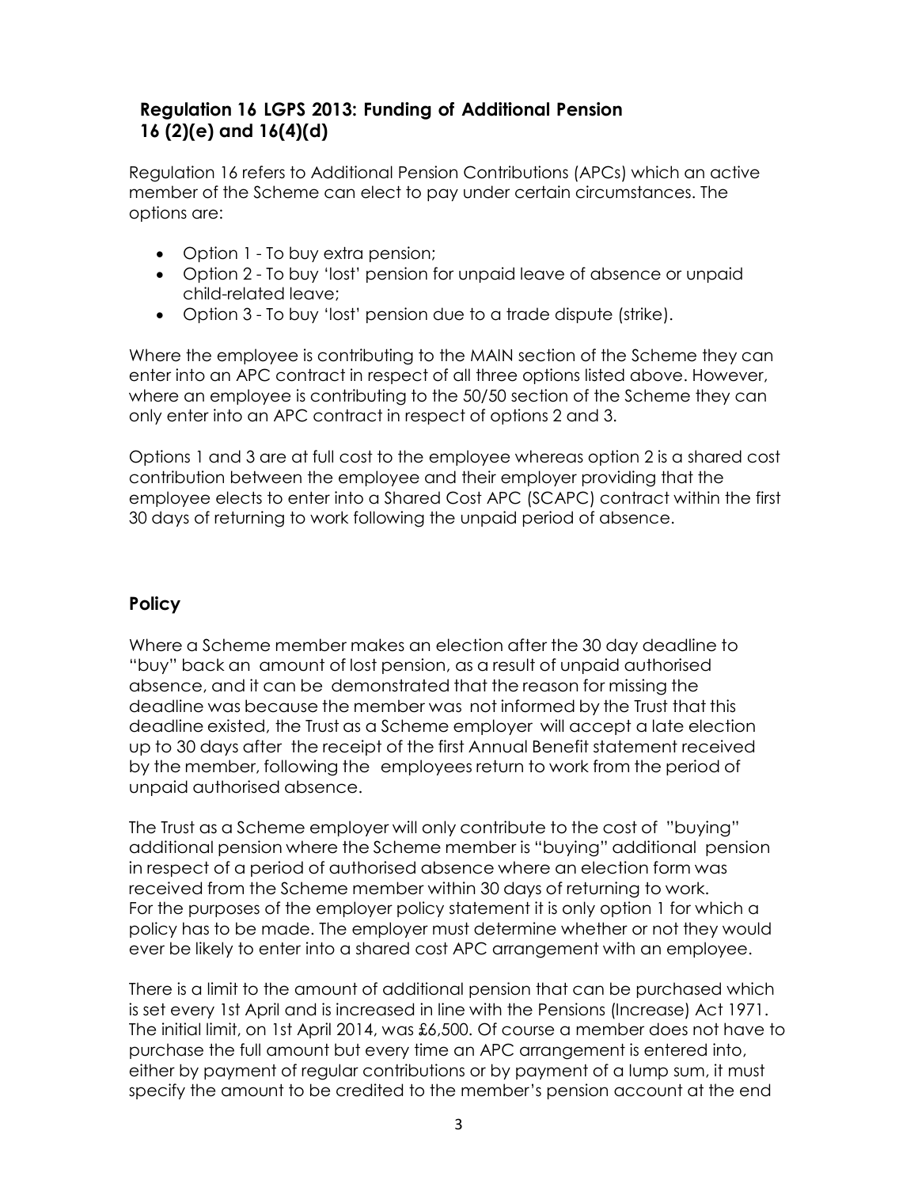## Regulation 16 LGPS 2013: Funding of Additional Pension 16 (2)(e) and 16(4)(d)

Regulation 16 refers to Additional Pension Contributions (APCs) which an active member of the Scheme can elect to pay under certain circumstances. The options are:

- Option 1 - To buy extra pension;
- Option 2 - To buy 'lost' pension for unpaid leave of absence or unpaid child-related leave;
- Option 3 - To buy 'lost' pension due to a trade dispute (strike).

Where the employee is contributing to the MAIN section of the Scheme they can enter into an APC contract in respect of all three options listed above. However, where an employee is contributing to the 50/50 section of the Scheme they can only enter into an APC contract in respect of options 2 and 3.

Options 1 and 3 are at full cost to the employee whereas option 2 is a shared cost contribution between the employee and their employer providing that the employee elects to enter into a Shared Cost APC (SCAPC) contract within the first 30 days of returning to work following the unpaid period of absence.

## Policy

Where a Scheme member makes an election after the 30 day deadline to "buy" back an amount of lost pension, as a result of unpaid authorised absence, and it can be demonstrated that the reason for missing the deadline was because the member was not informed by the Trust that this deadline existed, the Trust as a Scheme employer will accept a late election up to 30 days after the receipt of the first Annual Benefit statement received by the member, following the employees return to work from the period of unpaid authorised absence.

The Trust as a Scheme employer will only contribute to the cost of "buying" additional pension where the Scheme member is "buying" additional pension in respect of a period of authorised absence where an election form was received from the Scheme member within 30 days of returning to work.
For the purposes of the employer policy statement it is only option 1 for which a policy has to be made. The employer must determine whether or not they would ever be likely to enter into a shared cost APC arrangement with an employee.

There is a limit to the amount of additional pension that can be purchased which is set every 1st April and is increased in line with the Pensions (Increase) Act 1971. The initial limit, on 1st April 2014, was £6,500. Of course a member does not have to purchase the full amount but every time an APC arrangement is entered into, either by payment of regular contributions or by payment of a lump sum, it must specify the amount to be credited to the member's pension account at the end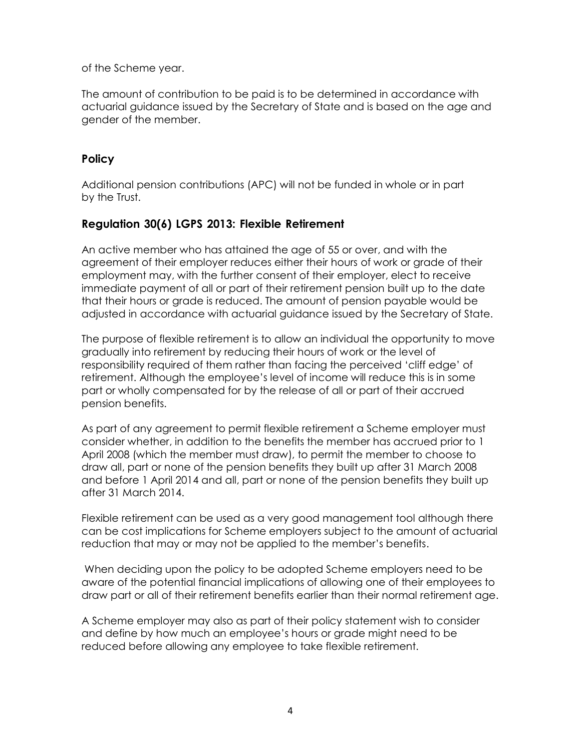of the Scheme year.

The amount of contribution to be paid is to be determined in accordance with actuarial guidance issued by the Secretary of State and is based on the age and gender of the member.

### Policy

Additional pension contributions (APC) will not be funded in whole or in part by the Trust.

## Regulation 30(6) LGPS 2013: Flexible Retirement

An active member who has attained the age of 55 or over, and with the agreement of their employer reduces either their hours of work or grade of their employment may, with the further consent of their employer, elect to receive immediate payment of all or part of their retirement pension built up to the date that their hours or grade is reduced. The amount of pension payable would be adjusted in accordance with actuarial guidance issued by the Secretary of State.

The purpose of flexible retirement is to allow an individual the opportunity to move gradually into retirement by reducing their hours of work or the level of responsibility required of them rather than facing the perceived 'cliff edge' of retirement. Although the employee's level of income will reduce this is in some part or wholly compensated for by the release of all or part of their accrued pension benefits.

As part of any agreement to permit flexible retirement a Scheme employer must consider whether, in addition to the benefits the member has accrued prior to 1 April 2008 (which the member must draw), to permit the member to choose to draw all, part or none of the pension benefits they built up after 31 March 2008 and before 1 April 2014 and all, part or none of the pension benefits they built up after 31 March 2014.

Flexible retirement can be used as a very good management tool although there can be cost implications for Scheme employers subject to the amount of actuarial reduction that may or may not be applied to the member's benefits.

When deciding upon the policy to be adopted Scheme employers need to be aware of the potential financial implications of allowing one of their employees to draw part or all of their retirement benefits earlier than their normal retirement age.

A Scheme employer may also as part of their policy statement wish to consider and define by how much an employee's hours or grade might need to be reduced before allowing any employee to take flexible retirement.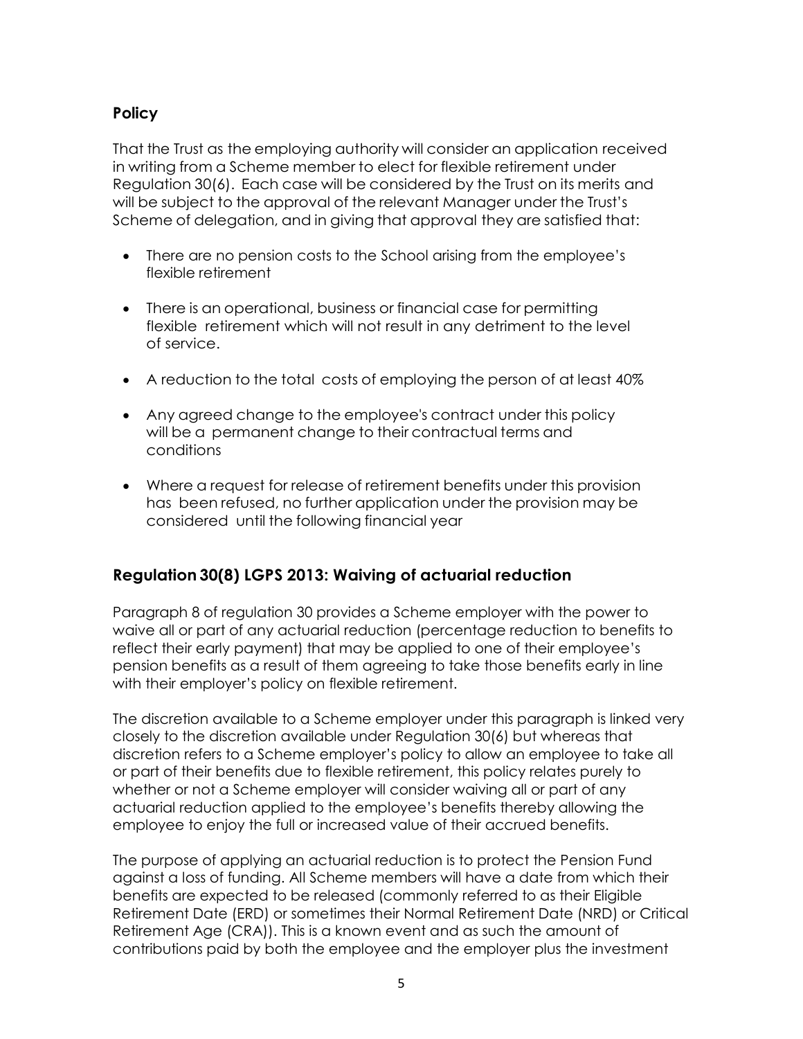### Policy

That the Trust as the employing authority will consider an application received in writing from a Scheme member to elect for flexible retirement under Regulation 30(6). Each case will be considered by the Trust on its merits and will be subject to the approval of the relevant Manager under the Trust's Scheme of delegation, and in giving that approval they are satisfied that:

- There are no pension costs to the School arising from the employee's flexible retirement
- There is an operational, business or financial case for permitting flexible retirement which will not result in any detriment to the level of service.
- A reduction to the total costs of employing the person of at least 40%
- Any agreed change to the employee's contract under this policy will be a permanent change to their contractual terms and conditions
- Where a request for release of retirement benefits under this provision has been refused, no further application under the provision may be considered until the following financial year

## Regulation 30(8) LGPS 2013: Waiving of actuarial reduction

Paragraph 8 of regulation 30 provides a Scheme employer with the power to waive all or part of any actuarial reduction (percentage reduction to benefits to reflect their early payment) that may be applied to one of their employee's pension benefits as a result of them agreeing to take those benefits early in line with their employer's policy on flexible retirement.

The discretion available to a Scheme employer under this paragraph is linked very closely to the discretion available under Regulation 30(6) but whereas that discretion refers to a Scheme employer's policy to allow an employee to take all or part of their benefits due to flexible retirement, this policy relates purely to whether or not a Scheme employer will consider waiving all or part of any actuarial reduction applied to the employee's benefits thereby allowing the employee to enjoy the full or increased value of their accrued benefits.

The purpose of applying an actuarial reduction is to protect the Pension Fund against a loss of funding. All Scheme members will have a date from which their benefits are expected to be released (commonly referred to as their Eligible Retirement Date (ERD) or sometimes their Normal Retirement Date (NRD) or Critical Retirement Age (CRA)). This is a known event and as such the amount of contributions paid by both the employee and the employer plus the investment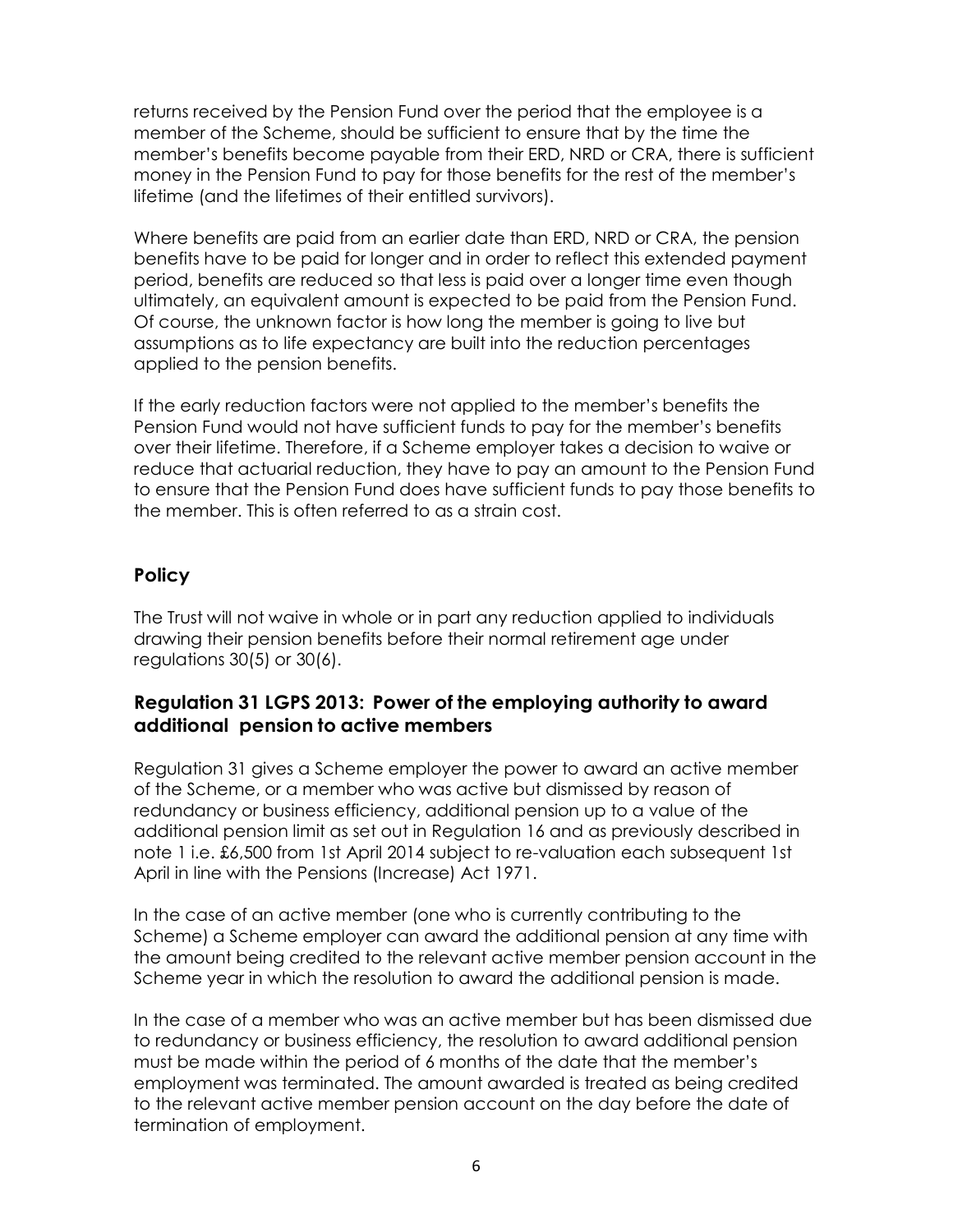returns received by the Pension Fund over the period that the employee is a member of the Scheme, should be sufficient to ensure that by the time the member's benefits become payable from their ERD, NRD or CRA, there is sufficient money in the Pension Fund to pay for those benefits for the rest of the member's lifetime (and the lifetimes of their entitled survivors).

Where benefits are paid from an earlier date than ERD, NRD or CRA, the pension benefits have to be paid for longer and in order to reflect this extended payment period, benefits are reduced so that less is paid over a longer time even though ultimately, an equivalent amount is expected to be paid from the Pension Fund. Of course, the unknown factor is how long the member is going to live but assumptions as to life expectancy are built into the reduction percentages applied to the pension benefits.

If the early reduction factors were not applied to the member's benefits the Pension Fund would not have sufficient funds to pay for the member's benefits over their lifetime. Therefore, if a Scheme employer takes a decision to waive or reduce that actuarial reduction, they have to pay an amount to the Pension Fund to ensure that the Pension Fund does have sufficient funds to pay those benefits to the member. This is often referred to as a strain cost.

## Policy

The Trust will not waive in whole or in part any reduction applied to individuals drawing their pension benefits before their normal retirement age under regulations 30(5) or 30(6).

## Regulation 31 LGPS 2013: Power of the employing authority to award additional pension to active members

Regulation 31 gives a Scheme employer the power to award an active member of the Scheme, or a member who was active but dismissed by reason of redundancy or business efficiency, additional pension up to a value of the additional pension limit as set out in Regulation 16 and as previously described in note 1 i.e. £6,500 from 1st April 2014 subject to re-valuation each subsequent 1st April in line with the Pensions (Increase) Act 1971.

In the case of an active member (one who is currently contributing to the Scheme) a Scheme employer can award the additional pension at any time with the amount being credited to the relevant active member pension account in the Scheme year in which the resolution to award the additional pension is made.

In the case of a member who was an active member but has been dismissed due to redundancy or business efficiency, the resolution to award additional pension must be made within the period of 6 months of the date that the member's employment was terminated. The amount awarded is treated as being credited to the relevant active member pension account on the day before the date of termination of employment.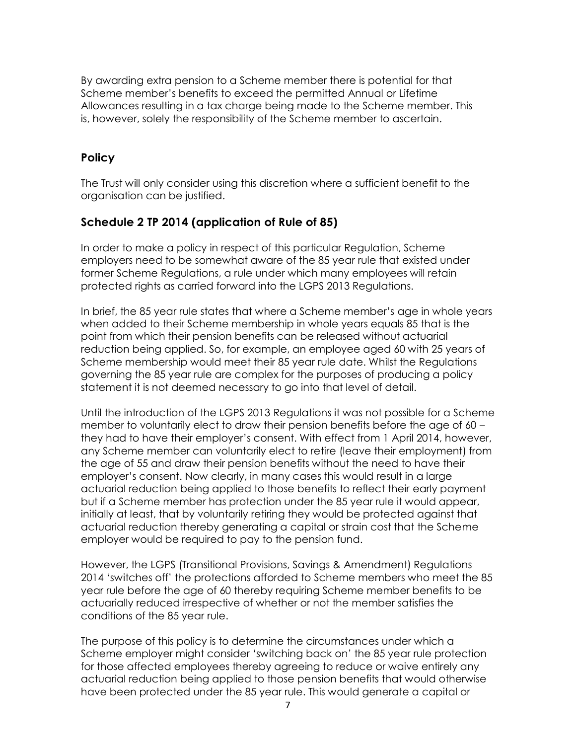By awarding extra pension to a Scheme member there is potential for that Scheme member's benefits to exceed the permitted Annual or Lifetime Allowances resulting in a tax charge being made to the Scheme member. This is, however, solely the responsibility of the Scheme member to ascertain.

## Policy

The Trust will only consider using this discretion where a sufficient benefit to the organisation can be justified.

## Schedule 2 TP 2014 (application of Rule of 85)

In order to make a policy in respect of this particular Regulation, Scheme employers need to be somewhat aware of the 85 year rule that existed under former Scheme Regulations, a rule under which many employees will retain protected rights as carried forward into the LGPS 2013 Regulations.

In brief, the 85 year rule states that where a Scheme member's age in whole years when added to their Scheme membership in whole years equals 85 that is the point from which their pension benefits can be released without actuarial reduction being applied. So, for example, an employee aged 60 with 25 years of Scheme membership would meet their 85 year rule date. Whilst the Regulations governing the 85 year rule are complex for the purposes of producing a policy statement it is not deemed necessary to go into that level of detail.

Until the introduction of the LGPS 2013 Regulations it was not possible for a Scheme member to voluntarily elect to draw their pension benefits before the age of 60 – they had to have their employer's consent. With effect from 1 April 2014, however, any Scheme member can voluntarily elect to retire (leave their employment) from the age of 55 and draw their pension benefits without the need to have their employer's consent. Now clearly, in many cases this would result in a large actuarial reduction being applied to those benefits to reflect their early payment but if a Scheme member has protection under the 85 year rule it would appear, initially at least, that by voluntarily retiring they would be protected against that actuarial reduction thereby generating a capital or strain cost that the Scheme employer would be required to pay to the pension fund.

However, the LGPS (Transitional Provisions, Savings & Amendment) Regulations 2014 'switches off' the protections afforded to Scheme members who meet the 85 year rule before the age of 60 thereby requiring Scheme member benefits to be actuarially reduced irrespective of whether or not the member satisfies the conditions of the 85 year rule.

The purpose of this policy is to determine the circumstances under which a Scheme employer might consider 'switching back on' the 85 year rule protection for those affected employees thereby agreeing to reduce or waive entirely any actuarial reduction being applied to those pension benefits that would otherwise have been protected under the 85 year rule. This would generate a capital or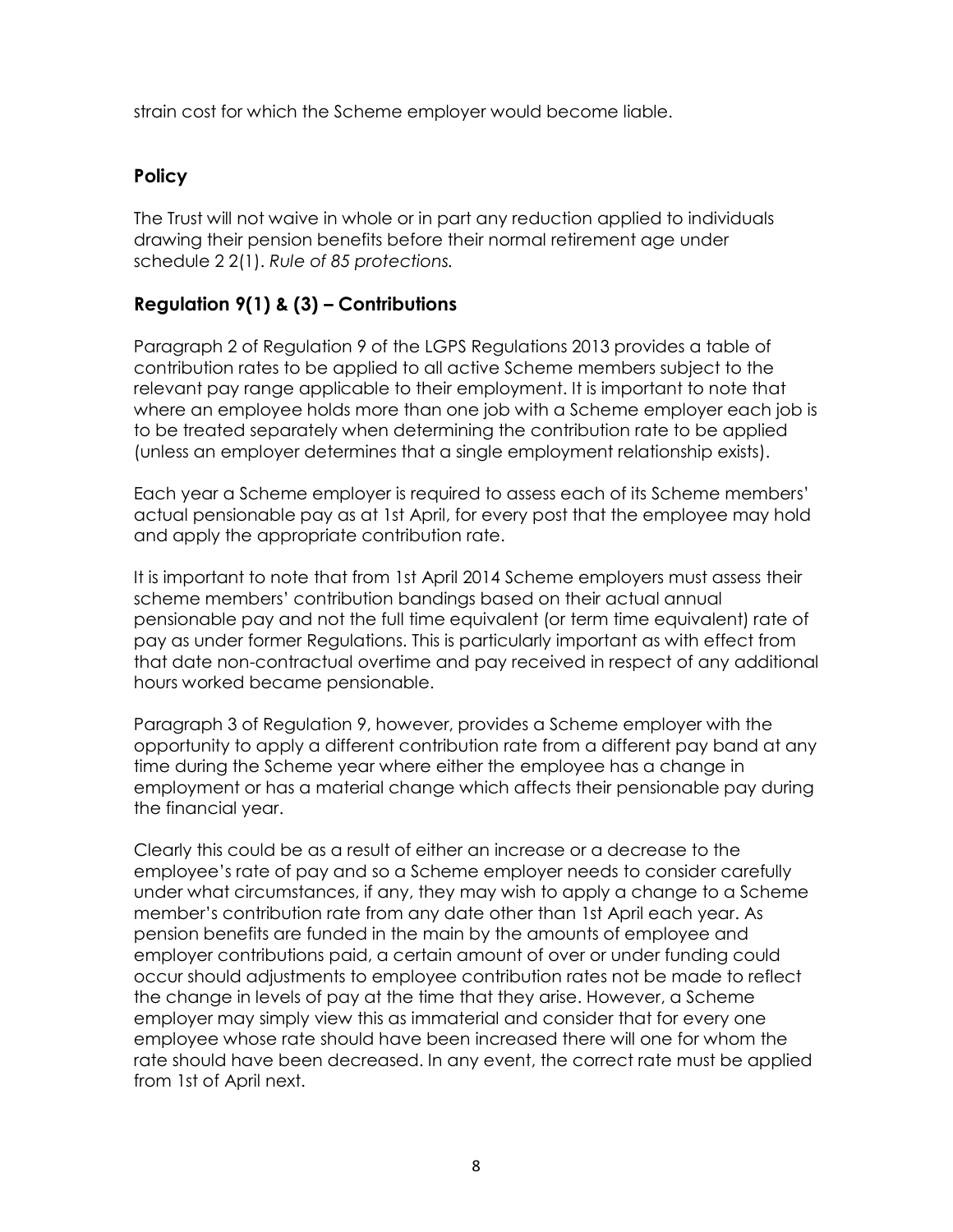strain cost for which the Scheme employer would become liable.

### Policy

The Trust will not waive in whole or in part any reduction applied to individuals drawing their pension benefits before their normal retirement age under schedule 2 2(1). *Rule of 85 protections.*

### Regulation 9(1) & (3) – Contributions

Paragraph 2 of Regulation 9 of the LGPS Regulations 2013 provides a table of contribution rates to be applied to all active Scheme members subject to the relevant pay range applicable to their employment. It is important to note that where an employee holds more than one job with a Scheme employer each job is to be treated separately when determining the contribution rate to be applied (unless an employer determines that a single employment relationship exists).

Each year a Scheme employer is required to assess each of its Scheme members' actual pensionable pay as at 1st April, for every post that the employee may hold and apply the appropriate contribution rate.

It is important to note that from 1st April 2014 Scheme employers must assess their scheme members' contribution bandings based on their actual annual pensionable pay and not the full time equivalent (or term time equivalent) rate of pay as under former Regulations. This is particularly important as with effect from that date non-contractual overtime and pay received in respect of any additional hours worked became pensionable.

Paragraph 3 of Regulation 9, however, provides a Scheme employer with the opportunity to apply a different contribution rate from a different pay band at any time during the Scheme year where either the employee has a change in employment or has a material change which affects their pensionable pay during the financial year.

Clearly this could be as a result of either an increase or a decrease to the employee's rate of pay and so a Scheme employer needs to consider carefully under what circumstances, if any, they may wish to apply a change to a Scheme member's contribution rate from any date other than 1st April each year. As pension benefits are funded in the main by the amounts of employee and employer contributions paid, a certain amount of over or under funding could occur should adjustments to employee contribution rates not be made to reflect the change in levels of pay at the time that they arise. However, a Scheme employer may simply view this as immaterial and consider that for every one employee whose rate should have been increased there will one for whom the rate should have been decreased. In any event, the correct rate must be applied from 1st of April next.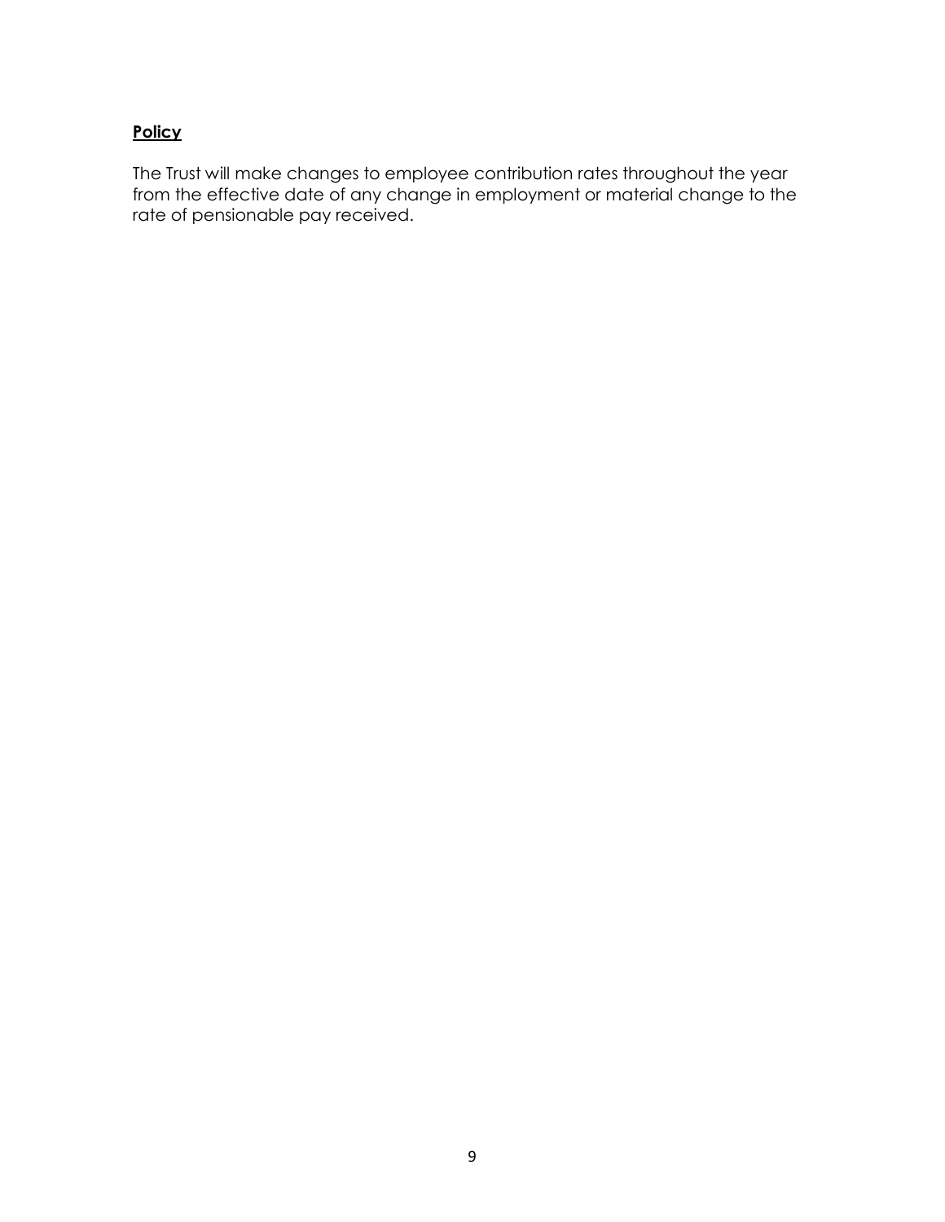**Policy**

The Trust will make changes to employee contribution rates throughout the year from the effective date of any change in employment or material change to the rate of pensionable pay received.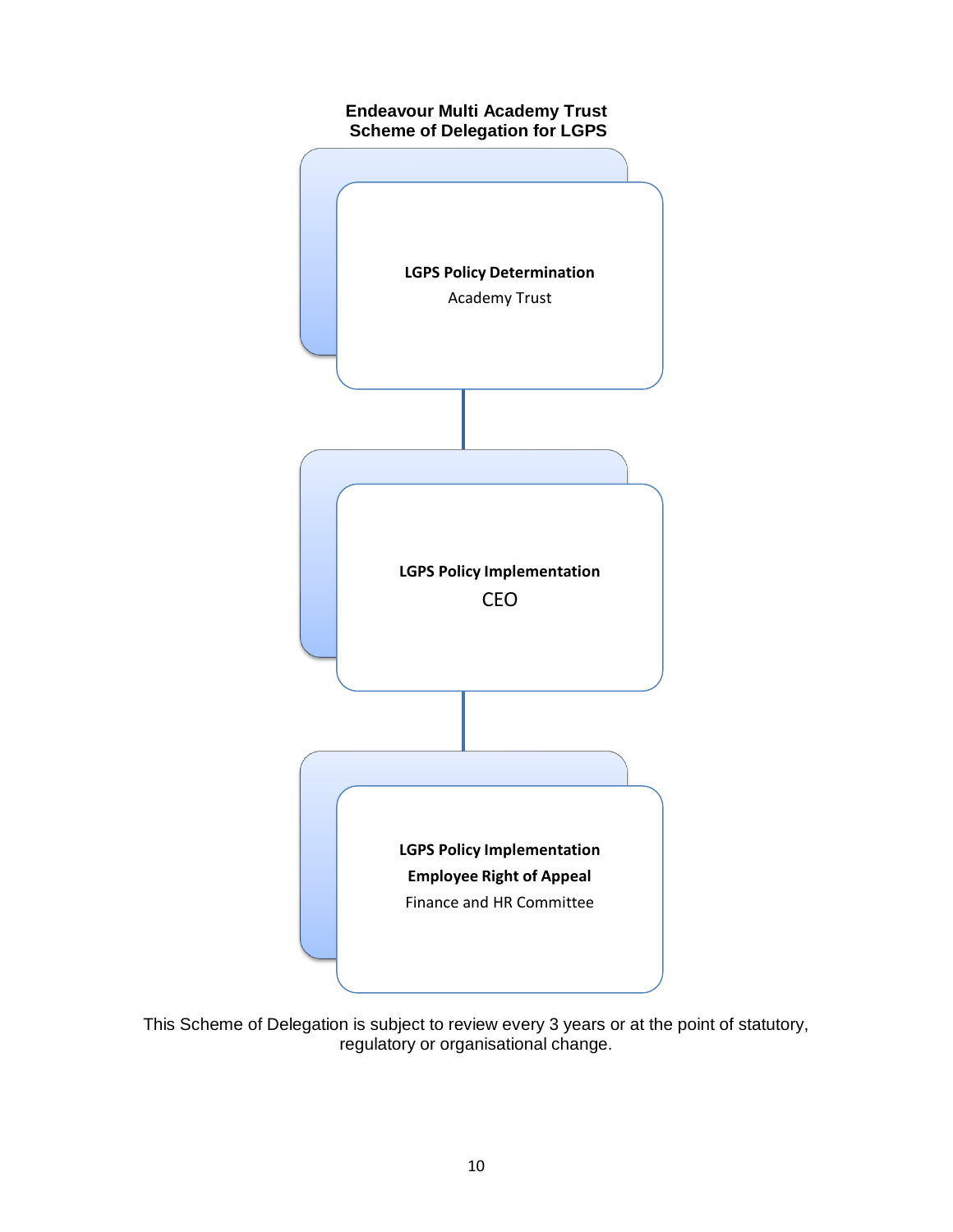**Endeavour Multi Academy Trust**
**Scheme of Delegation for LGPS**

**LGPS Policy Determination**
Academy Trust

**LGPS Policy Implementation**
CEO

**LGPS Policy Implementation**
**Employee Right of Appeal**
Finance and HR Committee

This Scheme of Delegation is subject to review every 3 years or at the point of statutory, regulatory or organisational change.